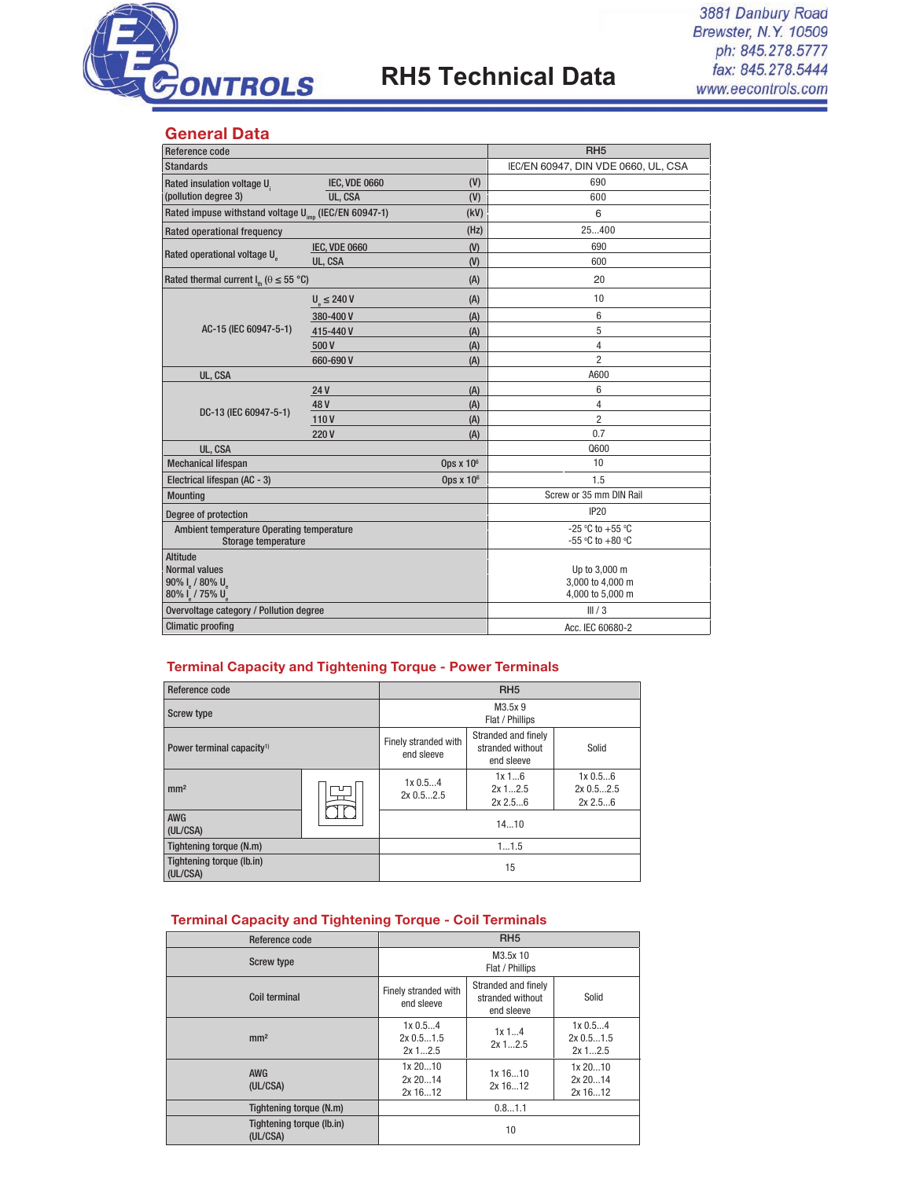3881 Danbury Road
Brewster, N.Y. 10509
ph: 845.278.5777
fax: 845.278.5444
www.eecontrols.com

# RH5 Technical Data

## General Data

| Reference code | | | RH5 |
|---|---|---|---|
| Standards | | | IEC/EN 60947, DIN VDE 0660, UL, CSA |
| Rated insulation voltage $U_i$ (pollution degree 3) | IEC, VDE 0660 | (V) | 690 |
| | UL, CSA | (V) | 600 |
| Rated impuse withstand voltage $U_{imp}$ (IEC/EN 60947-1) | | (kV) | 6 |
| Rated operational frequency | | (Hz) | 25...400 |
| Rated operational voltage $U_e$ | IEC, VDE 0660 | (V) | 690 |
| | UL, CSA | (V) | 600 |
| Rated thermal current $I_{th}$ ($\theta \leq 55$ °C) | | (A) | 20 |
| AC-15 (IEC 60947-5-1) | $U_e \leq 240$ V | (A) | 10 |
| | 380-400 V | (A) | 6 |
| | 415-440 V | (A) | 5 |
| | 500 V | (A) | 4 |
| | 660-690 V | (A) | 2 |
| UL, CSA | | | A600 |
| DC-13 (IEC 60947-5-1) | 24 V | (A) | 6 |
| | 48 V | (A) | 4 |
| | 110 V | (A) | 2 |
| | 220 V | (A) | 0.7 |
| UL, CSA | | | Q600 |
| Mechanical lifespan | | Ops x $10^6$ | 10 |
| Electrical lifespan (AC - 3) | | Ops x $10^6$ | 1.5 |
| Mounting | | | Screw or 35 mm DIN Rail |
| Degree of protection | | | IP20 |
| Ambient temperature Operating temperature<br>Storage temperature | | | -25 °C to +55 °C<br>-55 °C to +80 °C |
| Altitude<br>Normal values<br>90% $I_e$ / 80% $U_e$<br>80% $I_e$ / 75% $U_e$ | | | <br>Up to 3,000 m<br>3,000 to 4,000 m<br>4,000 to 5,000 m |
| Overvoltage category / Pollution degree | | | III / 3 |
| Climatic proofing | | | Acc. IEC 60680-2 |

## Terminal Capacity and Tightening Torque - Power Terminals

| Reference code | RH5 | | |
|---|---|---|---|
| Screw type | M3.5x 9<br>Flat / Phillips | | |
| Power terminal capacity[1] | Finely stranded with end sleeve | Stranded and finely stranded without end sleeve | Solid |
| mm² | 1x 0.5...4<br>2x 0.5...2.5 | 1x 1...6<br>2x 1...2.5<br>2x 2.5...6 | 1x 0.5...6<br>2x 0.5...2.5<br>2x 2.5...6 |
| AWG (UL/CSA) | 14...10 | | |
| Tightening torque (N.m) | 1...1.5 | | |
| Tightening torque (lb.in) (UL/CSA) | 15 | | |

## Terminal Capacity and Tightening Torque - Coil Terminals

| Reference code | RH5 | | |
|---|---|---|---|
| Screw type | M3.5x 10<br>Flat / Phillips | | |
| Coil terminal | Finely stranded with end sleeve | Stranded and finely stranded without end sleeve | Solid |
| mm² | 1x 0.5...4<br>2x 0.5...1.5<br>2x 1...2.5 | 1x 1...4<br>2x 1...2.5 | 1x 0.5...4<br>2x 0.5...1.5<br>2x 1...2.5 |
| AWG (UL/CSA) | 1x 20...10<br>2x 20...14<br>2x 16...12 | 1x 16...10<br>2x 16...12 | 1x 20...10<br>2x 20...14<br>2x 16...12 |
| Tightening torque (N.m) | 0.8...1.1 | | |
| Tightening torque (lb.in) (UL/CSA) | 10 | | |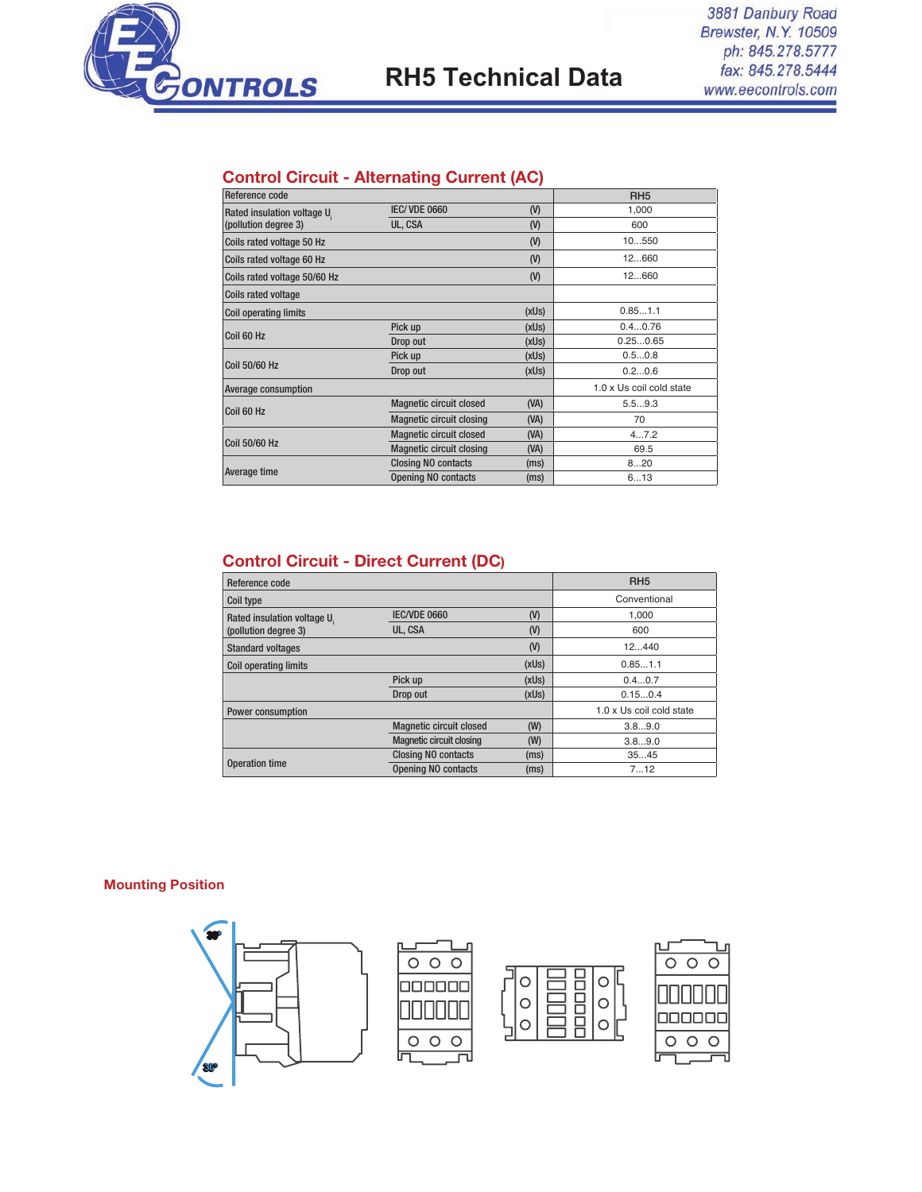# RH5 Technical Data

## Control Circuit - Alternating Current (AC)

| Reference code | | | RH5 |
|---|---|---|---|
| Rated insulation voltage $U_i$ (pollution degree 3) | IEC/ VDE 0660 | (V) | 1,000 |
| | UL, CSA | (V) | 600 |
| Coils rated voltage 50 Hz | | (V) | 10...550 |
| Coils rated voltage 60 Hz | | (V) | 12...660 |
| Coils rated voltage 50/60 Hz | | (V) | 12...660 |
| Coils rated voltage | | | |
| Coil operating limits | | (xUs) | 0.85...1.1 |
| Coil 60 Hz | Pick up | (xUs) | 0.4...0.76 |
| | Drop out | (xUs) | 0.25...0.65 |
| Coil 50/60 Hz | Pick up | (xUs) | 0.5...0.8 |
| | Drop out | (xUs) | 0.2...0.6 |
| Average consumption | | | 1.0 x Us coil cold state |
| Coil 60 Hz | Magnetic circuit closed | (VA) | 5.5...9.3 |
| | Magnetic circuit closing | (VA) | 70 |
| Coil 50/60 Hz | Magnetic circuit closed | (VA) | 4...7.2 |
| | Magnetic circuit closing | (VA) | 69.5 |
| Average time | Closing NO contacts | (ms) | 8...20 |
| | Opening NO contacts | (ms) | 6...13 |

## Control Circuit - Direct Current (DC)

| Reference code | | | RH5 |
|---|---|---|---|
| Coil type | | | Conventional |
| Rated insulation voltage $U_i$ (pollution degree 3) | IEC/VDE 0660 | (V) | 1,000 |
| | UL, CSA | (V) | 600 |
| Standard voltages | | (V) | 12...440 |
| Coil operating limits | | (xUs) | 0.85...1.1 |
| | Pick up | (xUs) | 0.4...0.7 |
| | Drop out | (xUs) | 0.15...0.4 |
| Power consumption | | | 1.0 x Us coil cold state |
| | Magnetic circuit closed | (W) | 3.8...9.0 |
| | Magnetic circuit closing | (W) | 3.8...9.0 |
| Operation time | Closing NO contacts | (ms) | 35...45 |
| | Opening NO contacts | (ms) | 7...12 |

## Mounting Position

30°

30°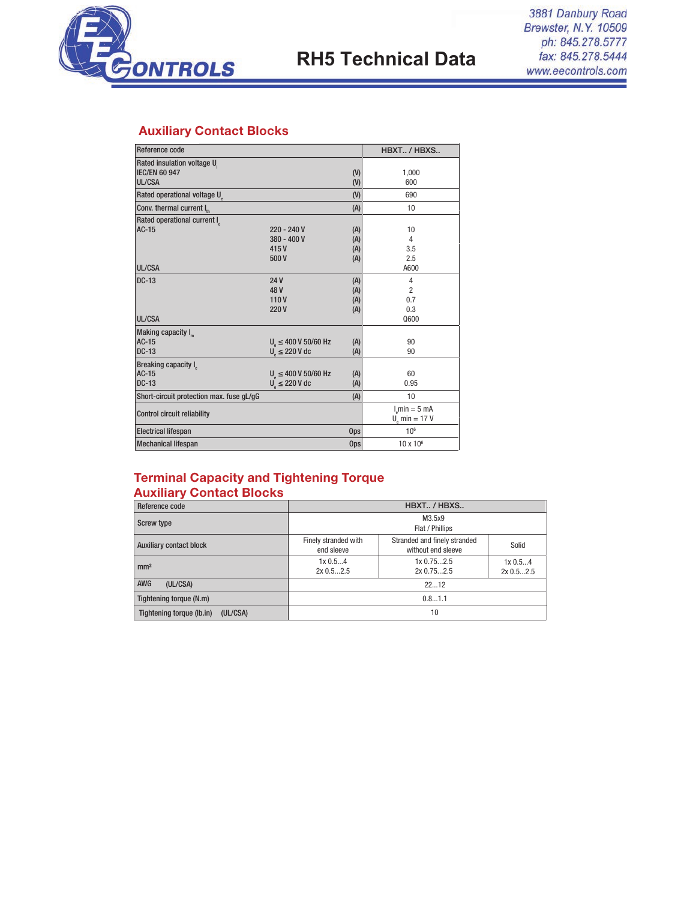# RH5 Technical Data

3881 Danbury Road
Brewster, N.Y. 10509
ph: 845.278.5777
fax: 845.278.5444
www.eecontrols.com

## Auxiliary Contact Blocks

| Reference code | | | HBXT.. / HBXS.. |
|---|---|---|---|
| Rated insulation voltage $U_i$ | | | |
| IEC/EN 60 947 | | (V) | 1,000 |
| UL/CSA | | (V) | 600 |
| Rated operational voltage $U_e$ | | (V) | 690 |
| Conv. thermal current $I_{th}$ | | (A) | 10 |
| Rated operational current $I_e$ | | | |
| AC-15 | 220 - 240 V | (A) | 10 |
| | 380 - 400 V | (A) | 4 |
| | 415 V | (A) | 3.5 |
| | 500 V | (A) | 2.5 |
| UL/CSA | | | A600 |
| DC-13 | 24 V | (A) | 4 |
| | 48 V | (A) | 2 |
| | 110 V | (A) | 0.7 |
| | 220 V | (A) | 0.3 |
| UL/CSA | | | Q600 |
| Making capacity $I_m$ | | | |
| AC-15 | $U_e \leq$ 400 V 50/60 Hz | (A) | 90 |
| DC-13 | $U_e \leq$ 220 V dc | (A) | 90 |
| Breaking capacity $I_c$ | | | |
| AC-15 | $U_e \leq$ 400 V 50/60 Hz | (A) | 60 |
| DC-13 | $U_e \leq$ 220 V dc | (A) | 0.95 |
| Short-circuit protection max. fuse gL/gG | | (A) | 10 |
| Control circuit reliability | | | $I_e$min = 5 mA<br>$U_e$ min = 17 V |
| Electrical lifespan | | Ops | $10^6$ |
| Mechanical lifespan | | Ops | 10 x $10^6$ |

## Terminal Capacity and Tightening Torque
## Auxiliary Contact Blocks

| Reference code | HBXT.. / HBXS.. | | |
|---|---|---|---|
| Screw type | M3.5x9<br>Flat / Phillips | | |
| Auxiliary contact block | Finely stranded with end sleeve | Stranded and finely stranded without end sleeve | Solid |
| mm² | 1x 0.5...4<br>2x 0.5...2.5 | 1x 0.75...2.5<br>2x 0.75...2.5 | 1x 0.5...4<br>2x 0.5...2.5 |
| AWG (UL/CSA) | 22...12 | | |
| Tightening torque (N.m) | 0.8...1.1 | | |
| Tightening torque (lb.in) (UL/CSA) | 10 | | |